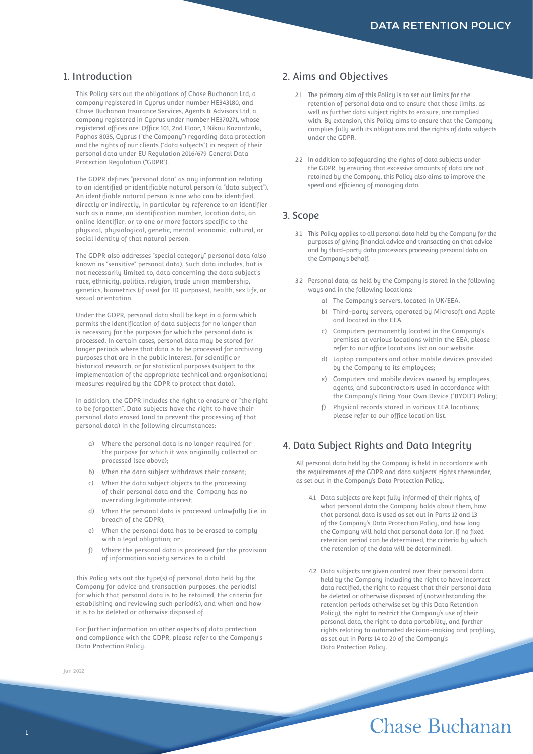# DATA RETENTION POLICY

## 1. Introduction

This Policy sets out the obligations of Chase Buchanan Ltd, a company registered in Cyprus under number HE343180, and Chase Buchanan Insurance Services, Agents & Advisors Ltd, a company registered in Cyprus under number HE370271, whose registered offices are: Office 101, 2nd Floor, 1 Nikou Kazantzaki, Paphos 8035, Cyprus ("the Company") regarding data protection and the rights of our clients ("data subjects") in respect of their personal data under EU Regulation 2016/679 General Data Protection Regulation ("GDPR").

The GDPR defines "personal data" as any information relating to an identified or identifiable natural person (a "data subject"). An identifiable natural person is one who can be identified, directly or indirectly, in particular by reference to an identifier such as a name, an identification number, location data, an online identifier, or to one or more factors specific to the physical, physiological, genetic, mental, economic, cultural, or social identity of that natural person.

The GDPR also addresses "special category" personal data (also known as "sensitive" personal data). Such data includes, but is not necessarily limited to, data concerning the data subject's race, ethnicity, politics, religion, trade union membership, genetics, biometrics (if used for ID purposes), health, sex life, or sexual orientation.

Under the GDPR, personal data shall be kept in a form which permits the identification of data subjects for no longer than is necessary for the purposes for which the personal data is processed. In certain cases, personal data may be stored for longer periods where that data is to be processed for archiving purposes that are in the public interest, for scientific or historical research, or for statistical purposes (subject to the implementation of the appropriate technical and organisational measures required by the GDPR to protect that data).

In addition, the GDPR includes the right to erasure or "the right to be forgotten". Data subjects have the right to have their personal data erased (and to prevent the processing of that personal data) in the following circumstances:

a) Where the personal data is no longer required for the purpose for which it was originally collected or processed (see above);

b) When the data subject withdraws their consent;

c) When the data subject objects to the processing of their personal data and the Company has no overriding legitimate interest;

d) When the personal data is processed unlawfully (i.e. in breach of the GDPR);

e) When the personal data has to be erased to comply with a legal obligation; or

f) Where the personal data is processed for the provision of information society services to a child.

This Policy sets out the type(s) of personal data held by the Company for advice and transaction purposes, the period(s) for which that personal data is to be retained, the criteria for establishing and reviewing such period(s), and when and how it is to be deleted or otherwise disposed of.

For further information on other aspects of data protection and compliance with the GDPR, please refer to the Company's Data Protection Policy.

Jan 2022

## 2. Aims and Objectives

2.1 The primary aim of this Policy is to set out limits for the retention of personal data and to ensure that those limits, as well as further data subject rights to erasure, are complied with. By extension, this Policy aims to ensure that the Company complies fully with its obligations and the rights of data subjects under the GDPR.

2.2 In addition to safeguarding the rights of data subjects under the GDPR, by ensuring that excessive amounts of data are not retained by the Company, this Policy also aims to improve the speed and efficiency of managing data.

## 3. Scope

3.1 This Policy applies to all personal data held by the Company for the purposes of giving financial advice and transacting on that advice and by third-party data processors processing personal data on the Company's behalf.

3.2 Personal data, as held by the Company is stored in the following ways and in the following locations:

a) The Company's servers, located in UK/EEA.

b) Third-party servers, operated by Microsoft and Apple and located in the EEA.

c) Computers permanently located in the Company's premises at various locations within the EEA, please refer to our office locations list on our website.

d) Laptop computers and other mobile devices provided by the Company to its employees;

e) Computers and mobile devices owned by employees, agents, and subcontractors used in accordance with the Company's Bring Your Own Device ("BYOD") Policy;

f) Physical records stored in various EEA locations; please refer to our office location list.

## 4. Data Subject Rights and Data Integrity

All personal data held by the Company is held in accordance with the requirements of the GDPR and data subjects' rights thereunder, as set out in the Company's Data Protection Policy.

4.1 Data subjects are kept fully informed of their rights, of what personal data the Company holds about them, how that personal data is used as set out in Parts 12 and 13 of the Company's Data Protection Policy, and how long the Company will hold that personal data (or, if no fixed retention period can be determined, the criteria by which the retention of the data will be determined).

4.2 Data subjects are given control over their personal data held by the Company including the right to have incorrect data rectified, the right to request that their personal data be deleted or otherwise disposed of (notwithstanding the retention periods otherwise set by this Data Retention Policy), the right to restrict the Company's use of their personal data, the right to data portability, and further rights relating to automated decision-making and profiling, as set out in Parts 14 to 20 of the Company's Data Protection Policy.

Chase Buchanan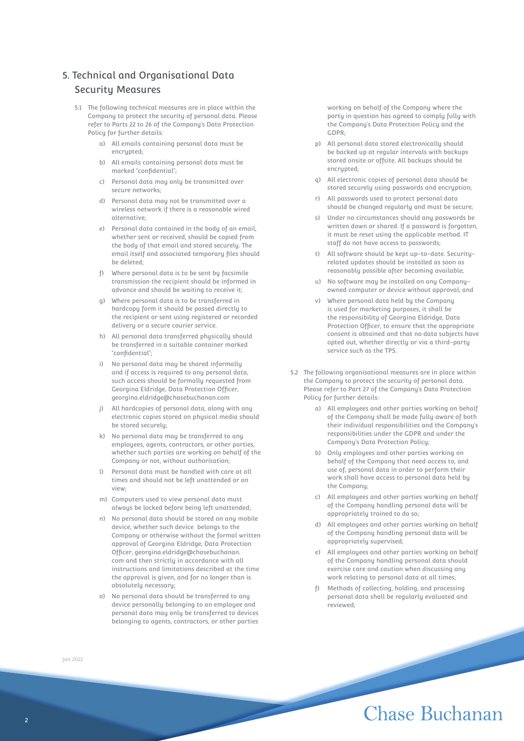## 5. Technical and Organisational Data Security Measures

5.1 The following technical measures are in place within the Company to protect the security of personal data. Please refer to Parts 22 to 26 of the Company's Data Protection Policy for further details:

a) All emails containing personal data must be encrypted;

b) All emails containing personal data must be marked "confidential";

c) Personal data may only be transmitted over secure networks;

d) Personal data may not be transmitted over a wireless network if there is a reasonable wired alternative;

e) Personal data contained in the body of an email, whether sent or received, should be copied from the body of that email and stored securely. The email itself and associated temporary files should be deleted;

f) Where personal data is to be sent by facsimile transmission the recipient should be informed in advance and should be waiting to receive it;

g) Where personal data is to be transferred in hardcopy form it should be passed directly to the recipient or sent using registered or recorded delivery or a secure courier service.

h) All personal data transferred physically should be transferred in a suitable container marked "confidential";

i) No personal data may be shared informally and if access is required to any personal data, such access should be formally requested from Georgina Eldridge, Data Protection Officer, georgina.eldridge@chasebuchanan.com

j) All hardcopies of personal data, along with any electronic copies stored on physical media should be stored securely;

k) No personal data may be transferred to any employees, agents, contractors, or other parties, whether such parties are working on behalf of the Company or not, without authorisation;

l) Personal data must be handled with care at all times and should not be left unattended or on view;

m) Computers used to view personal data must always be locked before being left unattended;

n) No personal data should be stored on any mobile device, whether such device belongs to the Company or otherwise without the formal written approval of Georgina Eldridge, Data Protection Officer, georgina.eldridge@chasebuchanan.com and then strictly in accordance with all instructions and limitations described at the time the approval is given, and for no longer than is absolutely necessary;

o) No personal data should be transferred to any device personally belonging to an employee and personal data may only be transferred to devices belonging to agents, contractors, or other parties working on behalf of the Company where the party in question has agreed to comply fully with the Company's Data Protection Policy and the GDPR;

p) All personal data stored electronically should be backed up at regular intervals with backups stored onsite or offsite. All backups should be encrypted;

q) All electronic copies of personal data should be stored securely using passwords and encryption;

r) All passwords used to protect personal data should be changed regularly and must be secure;

s) Under no circumstances should any passwords be written down or shared. If a password is forgotten, it must be reset using the applicable method. IT staff do not have access to passwords;

t) All software should be kept up-to-date. Security-related updates should be installed as soon as reasonably possible after becoming available;

u) No software may be installed on any Company-owned computer or device without approval; and

v) Where personal data held by the Company is used for marketing purposes, it shall be the responsibility of Georgina Eldridge, Data Protection Officer, to ensure that the appropriate consent is obtained and that no data subjects have opted out, whether directly or via a third-party service such as the TPS.

5.2 The following organisational measures are in place within the Company to protect the security of personal data. Please refer to Part 27 of the Company's Data Protection Policy for further details:

a) All employees and other parties working on behalf of the Company shall be made fully aware of both their individual responsibilities and the Company's responsibilities under the GDPR and under the Company's Data Protection Policy;

b) Only employees and other parties working on behalf of the Company that need access to, and use of, personal data in order to perform their work shall have access to personal data held by the Company;

c) All employees and other parties working on behalf of the Company handling personal data will be appropriately trained to do so;

d) All employees and other parties working on behalf of the Company handling personal data will be appropriately supervised;

e) All employees and other parties working on behalf of the Company handling personal data should exercise care and caution when discussing any work relating to personal data at all times;

f) Methods of collecting, holding, and processing personal data shall be regularly evaluated and reviewed;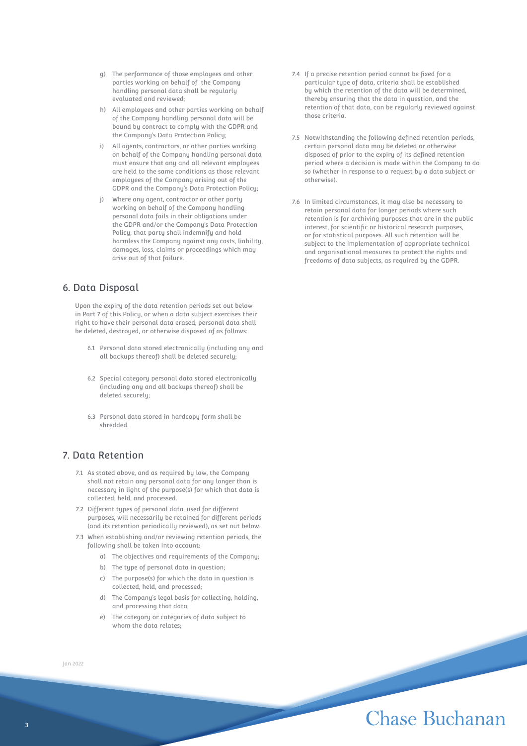g) The performance of those employees and other parties working on behalf of the Company handling personal data shall be regularly evaluated and reviewed;

h) All employees and other parties working on behalf of the Company handling personal data will be bound by contract to comply with the GDPR and the Company's Data Protection Policy;

i) All agents, contractors, or other parties working on behalf of the Company handling personal data must ensure that any and all relevant employees are held to the same conditions as those relevant employees of the Company arising out of the GDPR and the Company's Data Protection Policy;

j) Where any agent, contractor or other party working on behalf of the Company handling personal data fails in their obligations under the GDPR and/or the Company's Data Protection Policy, that party shall indemnify and hold harmless the Company against any costs, liability, damages, loss, claims or proceedings which may arise out of that failure.

## 6. Data Disposal

Upon the expiry of the data retention periods set out below in Part 7 of this Policy, or when a data subject exercises their right to have their personal data erased, personal data shall be deleted, destroyed, or otherwise disposed of as follows:

6.1 Personal data stored electronically (including any and all backups thereof) shall be deleted securely;

6.2 Special category personal data stored electronically (including any and all backups thereof) shall be deleted securely;

6.3 Personal data stored in hardcopy form shall be shredded.

## 7. Data Retention

7.1 As stated above, and as required by law, the Company shall not retain any personal data for any longer than is necessary in light of the purpose(s) for which that data is collected, held, and processed.

7.2 Different types of personal data, used for different purposes, will necessarily be retained for different periods (and its retention periodically reviewed), as set out below.

7.3 When establishing and/or reviewing retention periods, the following shall be taken into account:

a) The objectives and requirements of the Company;

b) The type of personal data in question;

c) The purpose(s) for which the data in question is collected, held, and processed;

d) The Company's legal basis for collecting, holding, and processing that data;

e) The category or categories of data subject to whom the data relates;

7.4 If a precise retention period cannot be fixed for a particular type of data, criteria shall be established by which the retention of the data will be determined, thereby ensuring that the data in question, and the retention of that data, can be regularly reviewed against those criteria.

7.5 Notwithstanding the following defined retention periods, certain personal data may be deleted or otherwise disposed of prior to the expiry of its defined retention period where a decision is made within the Company to do so (whether in response to a request by a data subject or otherwise).

7.6 In limited circumstances, it may also be necessary to retain personal data for longer periods where such retention is for archiving purposes that are in the public interest, for scientific or historical research purposes, or for statistical purposes. All such retention will be subject to the implementation of appropriate technical and organisational measures to protect the rights and freedoms of data subjects, as required by the GDPR.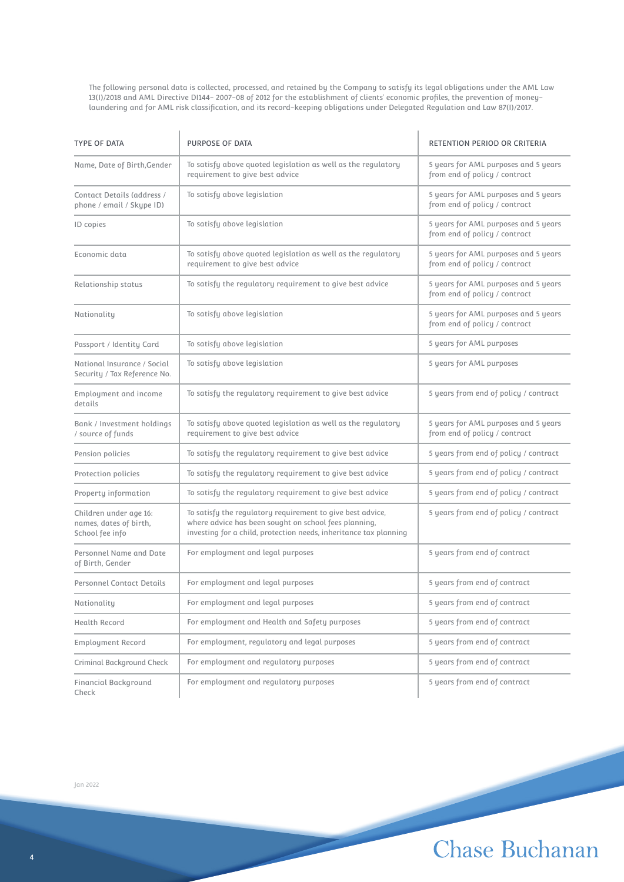The following personal data is collected, processed, and retained by the Company to satisfy its legal obligations under the AML Law 13(I)/2018 and AML Directive DI144- 2007-08 of 2012 for the establishment of clients' economic profiles, the prevention of money-laundering and for AML risk classification, and its record-keeping obligations under Delegated Regulation and Law 87(I)/2017.

| TYPE OF DATA | PURPOSE OF DATA | RETENTION PERIOD OR CRITERIA |
|---|---|---|
| Name, Date of Birth,Gender | To satisfy above quoted legislation as well as the regulatory requirement to give best advice | 5 years for AML purposes and 5 years from end of policy / contract |
| Contact Details (address / phone / email / Skype ID) | To satisfy above legislation | 5 years for AML purposes and 5 years from end of policy / contract |
| ID copies | To satisfy above legislation | 5 years for AML purposes and 5 years from end of policy / contract |
| Economic data | To satisfy above quoted legislation as well as the regulatory requirement to give best advice | 5 years for AML purposes and 5 years from end of policy / contract |
| Relationship status | To satisfy the regulatory requirement to give best advice | 5 years for AML purposes and 5 years from end of policy / contract |
| Nationality | To satisfy above legislation | 5 years for AML purposes and 5 years from end of policy / contract |
| Passport / Identity Card | To satisfy above legislation | 5 years for AML purposes |
| National Insurance / Social Security / Tax Reference No. | To satisfy above legislation | 5 years for AML purposes |
| Employment and income details | To satisfy the regulatory requirement to give best advice | 5 years from end of policy / contract |
| Bank / Investment holdings / source of funds | To satisfy above quoted legislation as well as the regulatory requirement to give best advice | 5 years for AML purposes and 5 years from end of policy / contract |
| Pension policies | To satisfy the regulatory requirement to give best advice | 5 years from end of policy / contract |
| Protection policies | To satisfy the regulatory requirement to give best advice | 5 years from end of policy / contract |
| Property information | To satisfy the regulatory requirement to give best advice | 5 years from end of policy / contract |
| Children under age 16: names, dates of birth, School fee info | To satisfy the regulatory requirement to give best advice, where advice has been sought on school fees planning, investing for a child, protection needs, inheritance tax planning | 5 years from end of policy / contract |
| Personnel Name and Date of Birth, Gender | For employment and legal purposes | 5 years from end of contract |
| Personnel Contact Details | For employment and legal purposes | 5 years from end of contract |
| Nationality | For employment and legal purposes | 5 years from end of contract |
| Health Record | For employment and Health and Safety purposes | 5 years from end of contract |
| Employment Record | For employment, regulatory and legal purposes | 5 years from end of contract |
| Criminal Background Check | For employment and regulatory purposes | 5 years from end of contract |
| Financial Background Check | For employment and regulatory purposes | 5 years from end of contract |

Jan 2022

Chase Buchanan